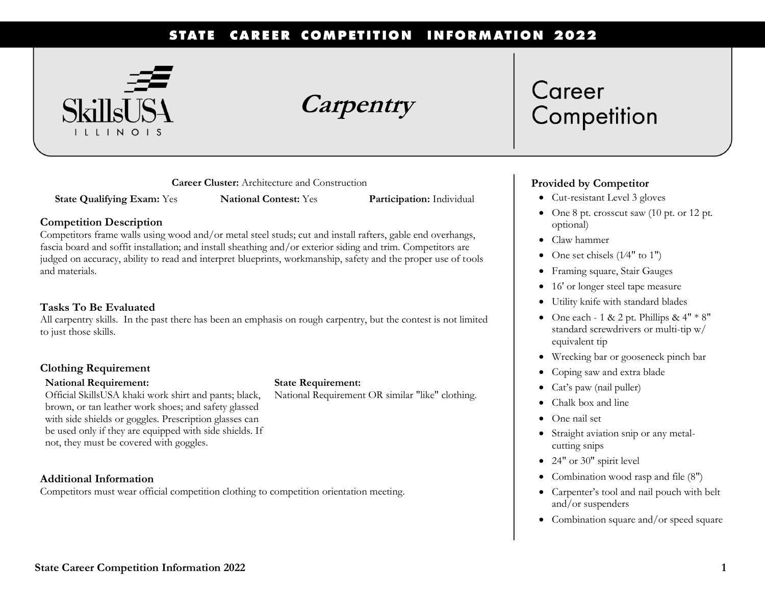# Carpentry

## Career Competition

**Career Cluster:** Architecture and Construction

**State Qualifying Exam:** Yes **National Contest:** Yes **Participation:** Individual

### Competition Description

Competitors frame walls using wood and/or metal steel studs; cut and install rafters, gable end overhangs, fascia board and soffit installation; and install sheathing and/or exterior siding and trim. Competitors are judged on accuracy, ability to read and interpret blueprints, workmanship, safety and the proper use of tools and materials.

### Tasks To Be Evaluated

All carpentry skills. In the past there has been an emphasis on rough carpentry, but the contest is not limited to just those skills.

### Clothing Requirement

**National Requirement:**
Official SkillsUSA khaki work shirt and pants; black, brown, or tan leather work shoes; and safety glassed with side shields or goggles. Prescription glasses can be used only if they are equipped with side shields. If not, they must be covered with goggles.

**State Requirement:**
National Requirement OR similar "like" clothing.

### Additional Information

Competitors must wear official competition clothing to competition orientation meeting.

### Provided by Competitor

- Cut-resistant Level 3 gloves
- One 8 pt. crosscut saw (10 pt. or 12 pt. optional)
- Claw hammer
- One set chisels (1⁄4" to 1")
- Framing square, Stair Gauges
- 16' or longer steel tape measure
- Utility knife with standard blades
- One each - 1 & 2 pt. Phillips & 4" * 8" standard screwdrivers or multi-tip w/ equivalent tip
- Wrecking bar or gooseneck pinch bar
- Coping saw and extra blade
- Cat's paw (nail puller)
- Chalk box and line
- One nail set
- Straight aviation snip or any metal-cutting snips
- 24" or 30" spirit level
- Combination wood rasp and file (8")
- Carpenter's tool and nail pouch with belt and/or suspenders
- Combination square and/or speed square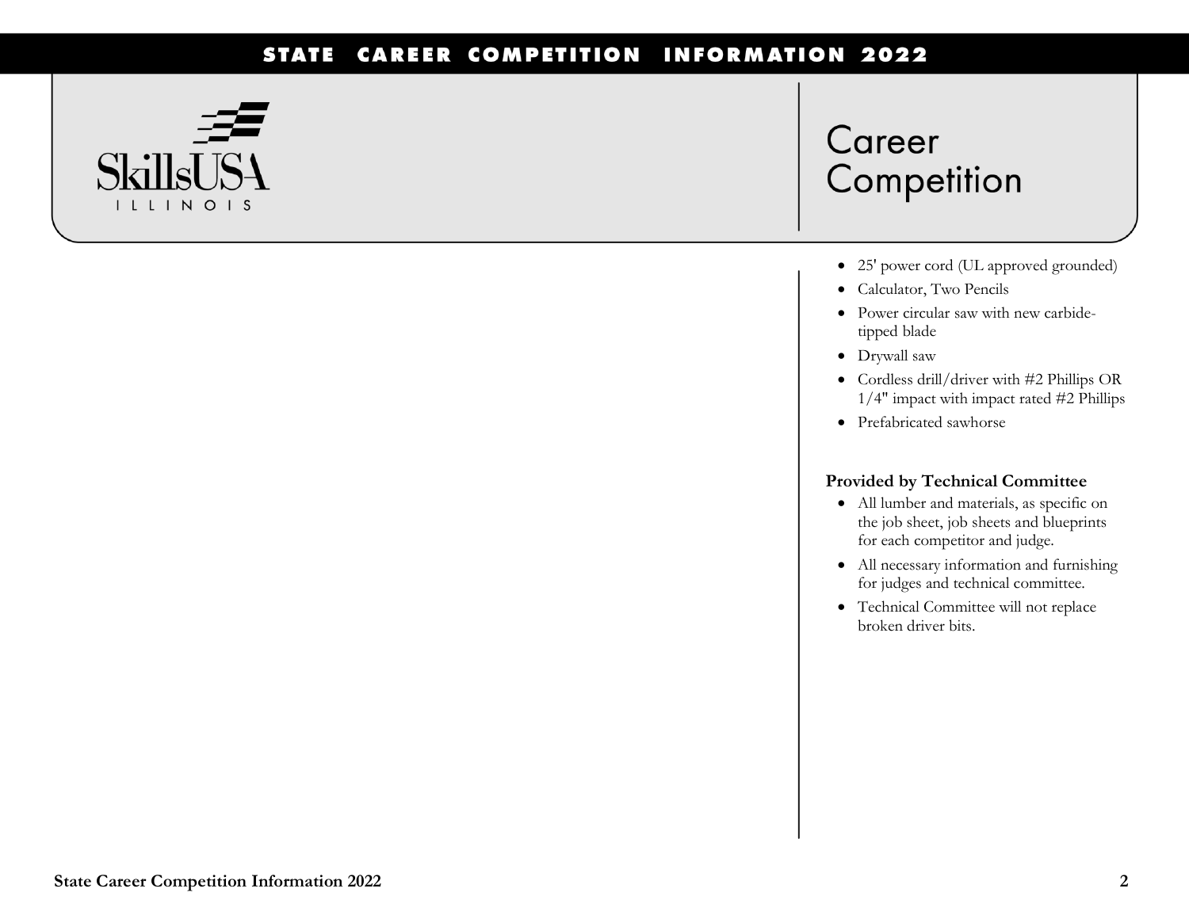# Career Competition

- 25' power cord (UL approved grounded)
- Calculator, Two Pencils
- Power circular saw with new carbide-tipped blade
- Drywall saw
- Cordless drill/driver with #2 Phillips OR 1/4" impact with impact rated #2 Phillips
- Prefabricated sawhorse

**Provided by Technical Committee**

- All lumber and materials, as specific on the job sheet, job sheets and blueprints for each competitor and judge.
- All necessary information and furnishing for judges and technical committee.
- Technical Committee will not replace broken driver bits.